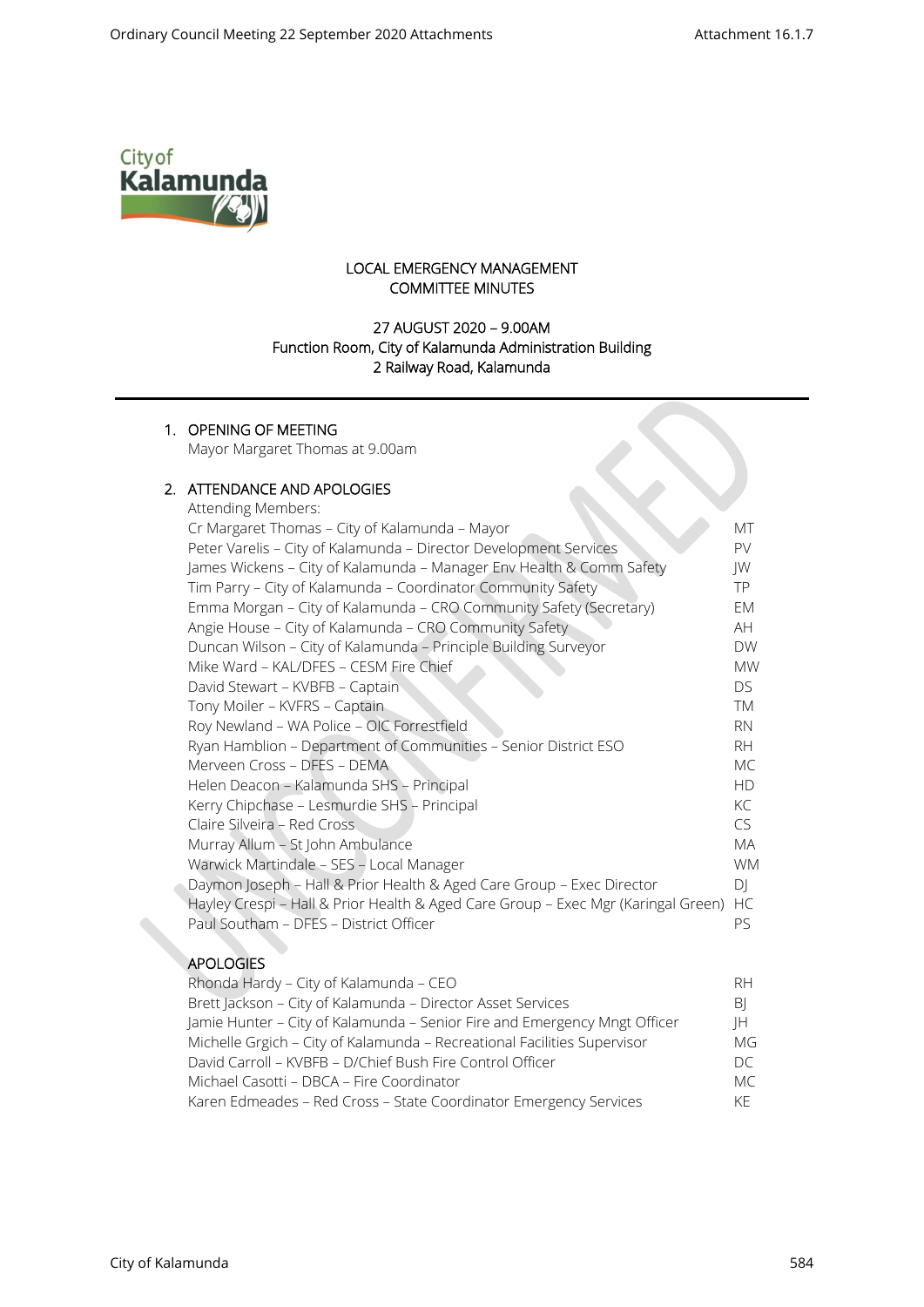# LOCAL EMERGENCY MANAGEMENT COMMITTEE MINUTES

27 AUGUST 2020 – 9.00AM
Function Room, City of Kalamunda Administration Building
2 Railway Road, Kalamunda

## 1. OPENING OF MEETING

Mayor Margaret Thomas at 9.00am

## 2. ATTENDANCE AND APOLOGIES

Attending Members:

| | |
|---|---|
| Cr Margaret Thomas – City of Kalamunda – Mayor | MT |
| Peter Varelis – City of Kalamunda – Director Development Services | PV |
| James Wickens – City of Kalamunda – Manager Env Health & Comm Safety | JW |
| Tim Parry – City of Kalamunda – Coordinator Community Safety | TP |
| Emma Morgan – City of Kalamunda – CRO Community Safety (Secretary) | EM |
| Angie House – City of Kalamunda – CRO Community Safety | AH |
| Duncan Wilson – City of Kalamunda – Principle Building Surveyor | DW |
| Mike Ward – KAL/DFES – CESM Fire Chief | MW |
| David Stewart – KVBFB – Captain | DS |
| Tony Moiler – KVFRS – Captain | TM |
| Roy Newland – WA Police – OIC Forrestfield | RN |
| Ryan Hamblion – Department of Communities – Senior District ESO | RH |
| Merveen Cross – DFES – DEMA | MC |
| Helen Deacon – Kalamunda SHS – Principal | HD |
| Kerry Chipchase – Lesmurdie SHS – Principal | KC |
| Claire Silveira – Red Cross | CS |
| Murray Allum – St John Ambulance | MA |
| Warwick Martindale – SES – Local Manager | WM |
| Daymon Joseph – Hall & Prior Health & Aged Care Group – Exec Director | DJ |
| Hayley Crespi – Hall & Prior Health & Aged Care Group – Exec Mgr (Karingal Green) | HC |
| Paul Southam – DFES – District Officer | PS |

### APOLOGIES

| | |
|---|---|
| Rhonda Hardy – City of Kalamunda – CEO | RH |
| Brett Jackson – City of Kalamunda – Director Asset Services | BJ |
| Jamie Hunter – City of Kalamunda – Senior Fire and Emergency Mngt Officer | JH |
| Michelle Grgich – City of Kalamunda – Recreational Facilities Supervisor | MG |
| David Carroll – KVBFB – D/Chief Bush Fire Control Officer | DC |
| Michael Casotti – DBCA – Fire Coordinator | MC |
| Karen Edmeades – Red Cross – State Coordinator Emergency Services | KE |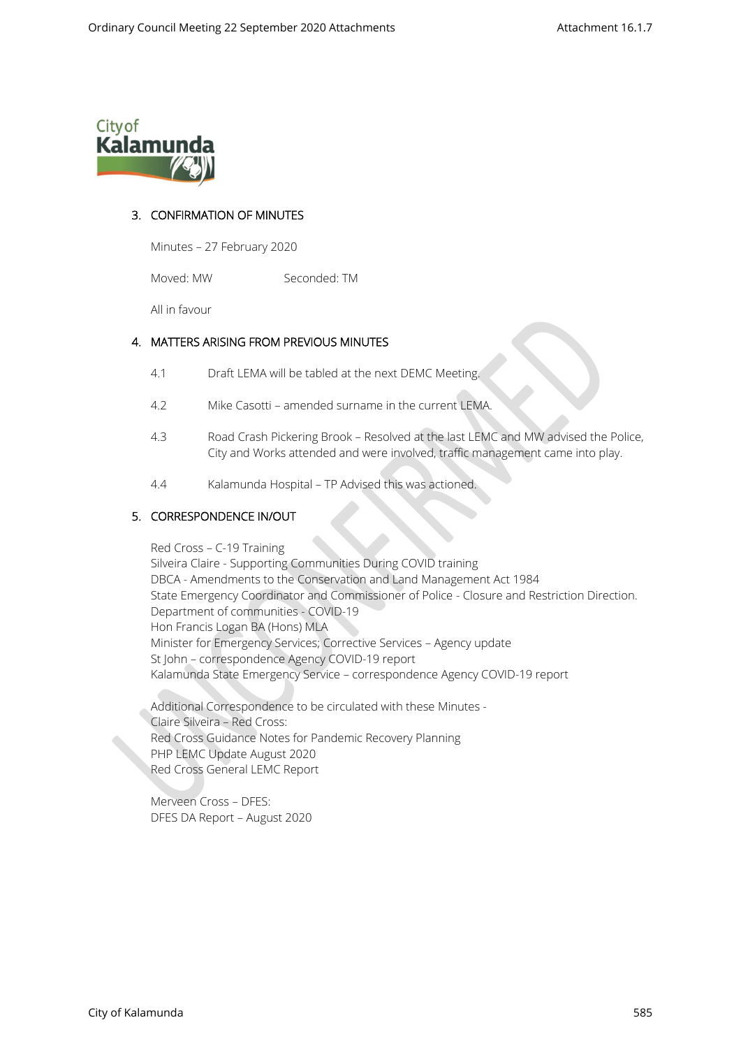## 3. CONFIRMATION OF MINUTES

Minutes – 27 February 2020

Moved: MW Seconded: TM

All in favour

## 4. MATTERS ARISING FROM PREVIOUS MINUTES

4.1 Draft LEMA will be tabled at the next DEMC Meeting.

4.2 Mike Casotti – amended surname in the current LEMA.

4.3 Road Crash Pickering Brook – Resolved at the last LEMC and MW advised the Police, City and Works attended and were involved, traffic management came into play.

4.4 Kalamunda Hospital – TP Advised this was actioned.

## 5. CORRESPONDENCE IN/OUT

Red Cross – C-19 Training
Silveira Claire - Supporting Communities During COVID training
DBCA - Amendments to the Conservation and Land Management Act 1984
State Emergency Coordinator and Commissioner of Police - Closure and Restriction Direction.
Department of communities - COVID-19
Hon Francis Logan BA (Hons) MLA
Minister for Emergency Services; Corrective Services – Agency update
St John – correspondence Agency COVID-19 report
Kalamunda State Emergency Service – correspondence Agency COVID-19 report

Additional Correspondence to be circulated with these Minutes -
Claire Silveira – Red Cross:
Red Cross Guidance Notes for Pandemic Recovery Planning
PHP LEMC Update August 2020
Red Cross General LEMC Report

Merveen Cross – DFES:
DFES DA Report – August 2020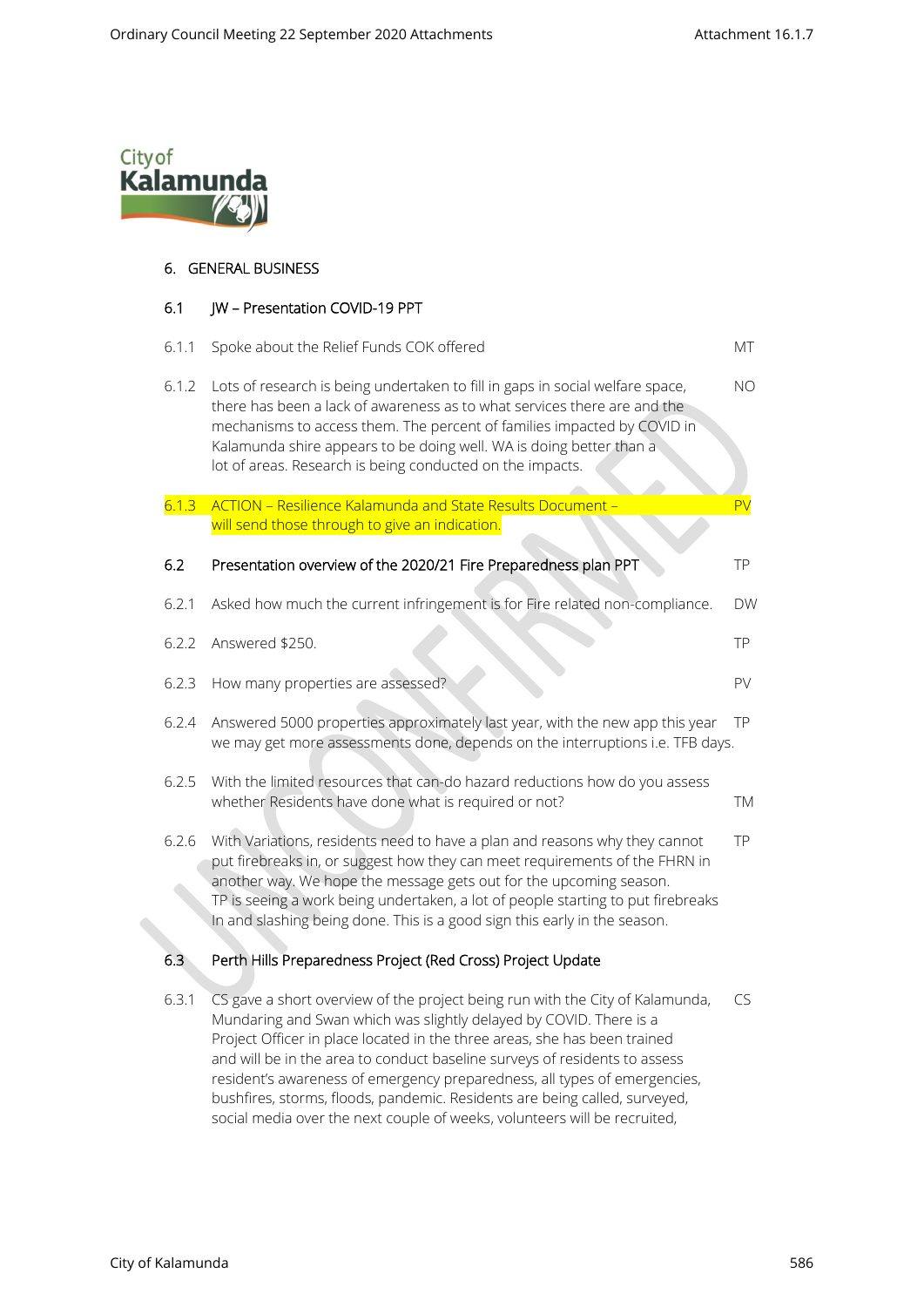## 6. GENERAL BUSINESS

### 6.1 JW – Presentation COVID-19 PPT

| | | |
|---|---|---|
| 6.1.1 | Spoke about the Relief Funds COK offered | MT |
| 6.1.2 | Lots of research is being undertaken to fill in gaps in social welfare space, there has been a lack of awareness as to what services there are and the mechanisms to access them. The percent of families impacted by COVID in Kalamunda shire appears to be doing well. WA is doing better than a lot of areas. Research is being conducted on the impacts. | NO |
| 6.1.3 | ACTION – Resilience Kalamunda and State Results Document – will send those through to give an indication. | PV |

### 6.2 Presentation overview of the 2020/21 Fire Preparedness plan PPT — TP

| | | |
|---|---|---|
| 6.2.1 | Asked how much the current infringement is for Fire related non-compliance. | DW |
| 6.2.2 | Answered $250. | TP |
| 6.2.3 | How many properties are assessed? | PV |
| 6.2.4 | Answered 5000 properties approximately last year, with the new app this year we may get more assessments done, depends on the interruptions i.e. TFB days. | TP |
| 6.2.5 | With the limited resources that can-do hazard reductions how do you assess whether Residents have done what is required or not? | TM |
| 6.2.6 | With Variations, residents need to have a plan and reasons why they cannot put firebreaks in, or suggest how they can meet requirements of the FHRN in another way. We hope the message gets out for the upcoming season. TP is seeing a work being undertaken, a lot of people starting to put firebreaks In and slashing being done. This is a good sign this early in the season. | TP |

### 6.3 Perth Hills Preparedness Project (Red Cross) Project Update

| | | |
|---|---|---|
| 6.3.1 | CS gave a short overview of the project being run with the City of Kalamunda, Mundaring and Swan which was slightly delayed by COVID. There is a Project Officer in place located in the three areas, she has been trained and will be in the area to conduct baseline surveys of residents to assess resident's awareness of emergency preparedness, all types of emergencies, bushfires, storms, floods, pandemic. Residents are being called, surveyed, social media over the next couple of weeks, volunteers will be recruited, | CS |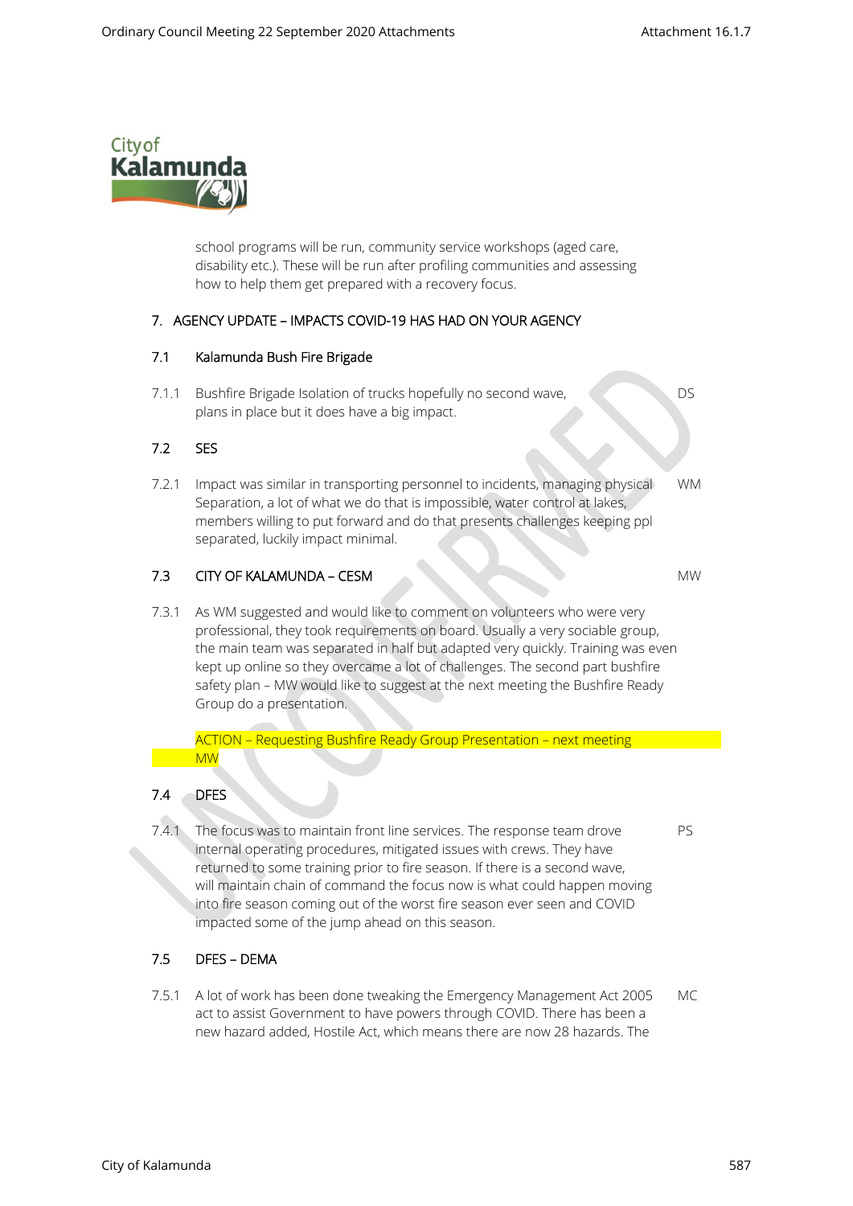school programs will be run, community service workshops (aged care, disability etc.). These will be run after profiling communities and assessing how to help them get prepared with a recovery focus.

## 7. AGENCY UPDATE – IMPACTS COVID-19 HAS HAD ON YOUR AGENCY

### 7.1 Kalamunda Bush Fire Brigade

7.1.1 Bushfire Brigade Isolation of trucks hopefully no second wave, plans in place but it does have a big impact. — DS

### 7.2 SES

7.2.1 Impact was similar in transporting personnel to incidents, managing physical Separation, a lot of what we do that is impossible, water control at lakes, members willing to put forward and do that presents challenges keeping ppl separated, luckily impact minimal. — WM

### 7.3 CITY OF KALAMUNDA – CESM — MW

7.3.1 As WM suggested and would like to comment on volunteers who were very professional, they took requirements on board. Usually a very sociable group, the main team was separated in half but adapted very quickly. Training was even kept up online so they overcame a lot of challenges. The second part bushfire safety plan – MW would like to suggest at the next meeting the Bushfire Ready Group do a presentation.

ACTION – Requesting Bushfire Ready Group Presentation – next meeting MW

### 7.4 DFES

7.4.1 The focus was to maintain front line services. The response team drove internal operating procedures, mitigated issues with crews. They have returned to some training prior to fire season. If there is a second wave, will maintain chain of command the focus now is what could happen moving into fire season coming out of the worst fire season ever seen and COVID impacted some of the jump ahead on this season. — PS

### 7.5 DFES – DEMA

7.5.1 A lot of work has been done tweaking the Emergency Management Act 2005 act to assist Government to have powers through COVID. There has been a new hazard added, Hostile Act, which means there are now 28 hazards. The — MC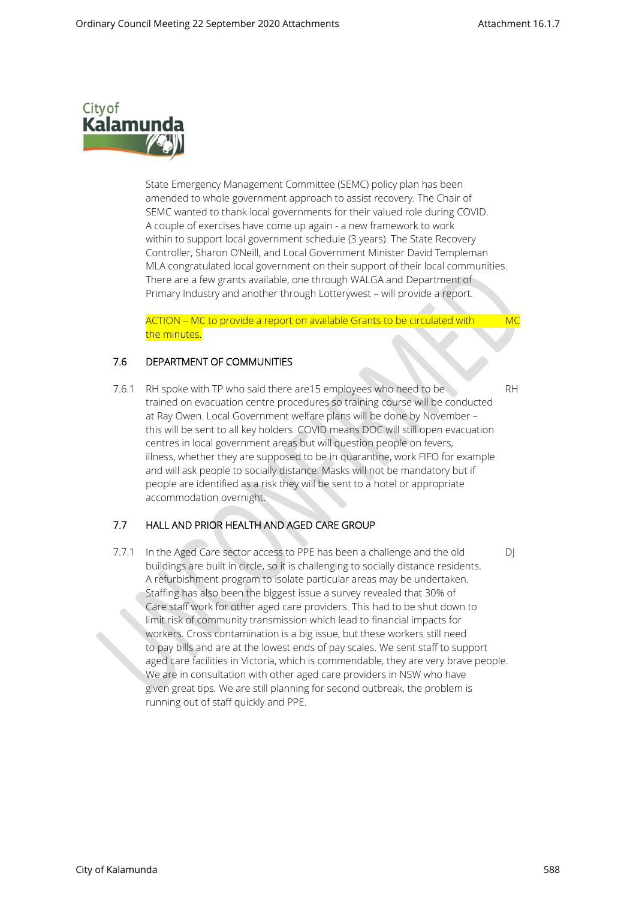State Emergency Management Committee (SEMC) policy plan has been amended to whole government approach to assist recovery. The Chair of SEMC wanted to thank local governments for their valued role during COVID. A couple of exercises have come up again - a new framework to work within to support local government schedule (3 years). The State Recovery Controller, Sharon O'Neill, and Local Government Minister David Templeman MLA congratulated local government on their support of their local communities. There are a few grants available, one through WALGA and Department of Primary Industry and another through Lotterywest – will provide a report.

ACTION – MC to provide a report on available Grants to be circulated with the minutes. MC

## 7.6 DEPARTMENT OF COMMUNITIES

7.6.1 RH spoke with TP who said there are15 employees who need to be trained on evacuation centre procedures so training course will be conducted at Ray Owen. Local Government welfare plans will be done by November – this will be sent to all key holders. COVID means DOC will still open evacuation centres in local government areas but will question people on fevers, illness, whether they are supposed to be in quarantine, work FIFO for example and will ask people to socially distance. Masks will not be mandatory but if people are identified as a risk they will be sent to a hotel or appropriate accommodation overnight. RH

## 7.7 HALL AND PRIOR HEALTH AND AGED CARE GROUP

7.7.1 In the Aged Care sector access to PPE has been a challenge and the old buildings are built in circle, so it is challenging to socially distance residents. A refurbishment program to isolate particular areas may be undertaken. Staffing has also been the biggest issue a survey revealed that 30% of Care staff work for other aged care providers. This had to be shut down to limit risk of community transmission which lead to financial impacts for workers. Cross contamination is a big issue, but these workers still need to pay bills and are at the lowest ends of pay scales. We sent staff to support aged care facilities in Victoria, which is commendable, they are very brave people. We are in consultation with other aged care providers in NSW who have given great tips. We are still planning for second outbreak, the problem is running out of staff quickly and PPE. DJ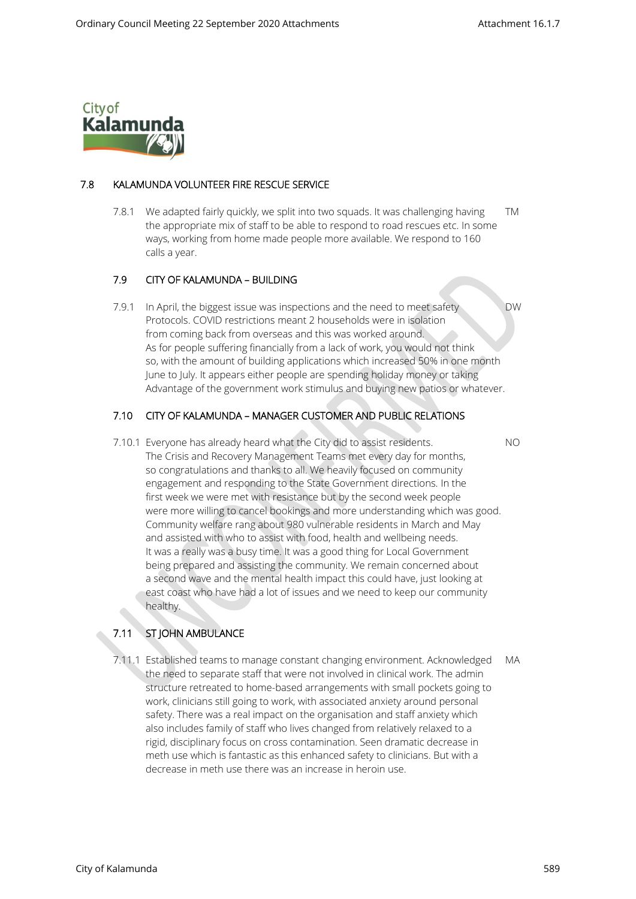## 7.8 KALAMUNDA VOLUNTEER FIRE RESCUE SERVICE

7.8.1 We adapted fairly quickly, we split into two squads. It was challenging having the appropriate mix of staff to be able to respond to road rescues etc. In some ways, working from home made people more available. We respond to 160 calls a year. TM

## 7.9 CITY OF KALAMUNDA – BUILDING

7.9.1 In April, the biggest issue was inspections and the need to meet safety Protocols. COVID restrictions meant 2 households were in isolation from coming back from overseas and this was worked around. As for people suffering financially from a lack of work, you would not think so, with the amount of building applications which increased 50% in one month June to July. It appears either people are spending holiday money or taking Advantage of the government work stimulus and buying new patios or whatever. DW

## 7.10 CITY OF KALAMUNDA – MANAGER CUSTOMER AND PUBLIC RELATIONS

7.10.1 Everyone has already heard what the City did to assist residents. The Crisis and Recovery Management Teams met every day for months, so congratulations and thanks to all. We heavily focused on community engagement and responding to the State Government directions. In the first week we were met with resistance but by the second week people were more willing to cancel bookings and more understanding which was good. Community welfare rang about 980 vulnerable residents in March and May and assisted with who to assist with food, health and wellbeing needs. It was a really was a busy time. It was a good thing for Local Government being prepared and assisting the community. We remain concerned about a second wave and the mental health impact this could have, just looking at east coast who have had a lot of issues and we need to keep our community healthy. NO

## 7.11 ST JOHN AMBULANCE

7.11.1 Established teams to manage constant changing environment. Acknowledged the need to separate staff that were not involved in clinical work. The admin structure retreated to home-based arrangements with small pockets going to work, clinicians still going to work, with associated anxiety around personal safety. There was a real impact on the organisation and staff anxiety which also includes family of staff who lives changed from relatively relaxed to a rigid, disciplinary focus on cross contamination. Seen dramatic decrease in meth use which is fantastic as this enhanced safety to clinicians. But with a decrease in meth use there was an increase in heroin use. MA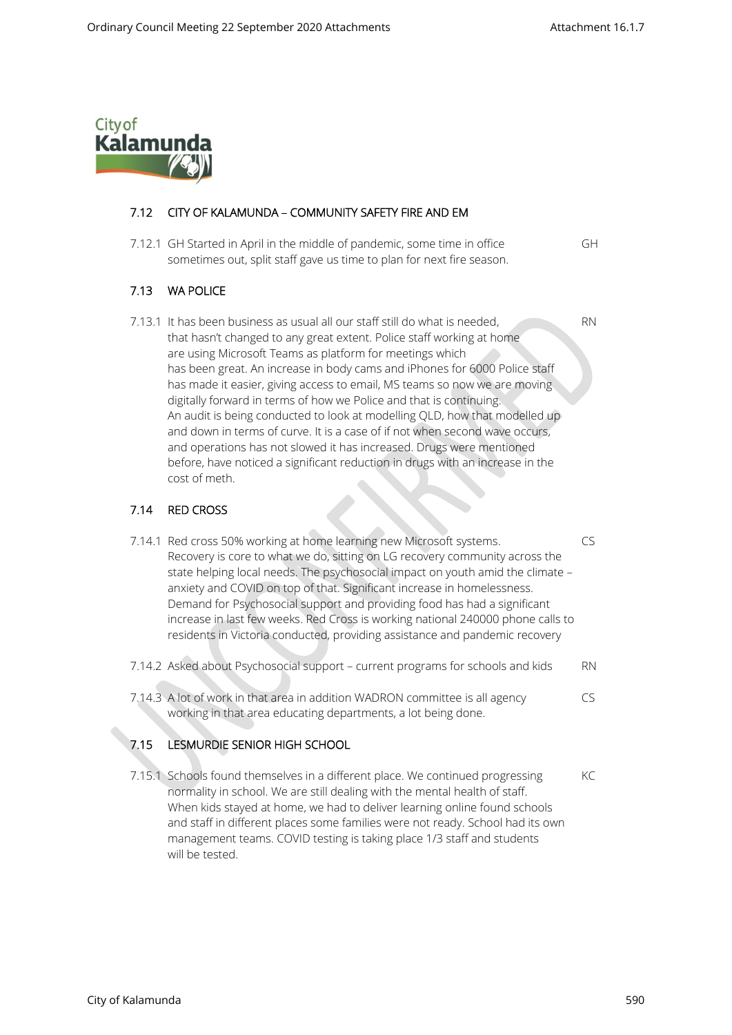## 7.12 CITY OF KALAMUNDA – COMMUNITY SAFETY FIRE AND EM

| | | |
|---|---|---|
| 7.12.1 | GH Started in April in the middle of pandemic, some time in office sometimes out, split staff gave us time to plan for next fire season. | GH |

## 7.13 WA POLICE

| | | |
|---|---|---|
| 7.13.1 | It has been business as usual all our staff still do what is needed, that hasn't changed to any great extent. Police staff working at home are using Microsoft Teams as platform for meetings which has been great. An increase in body cams and iPhones for 6000 Police staff has made it easier, giving access to email, MS teams so now we are moving digitally forward in terms of how we Police and that is continuing. An audit is being conducted to look at modelling QLD, how that modelled up and down in terms of curve. It is a case of if not when second wave occurs, and operations has not slowed it has increased. Drugs were mentioned before, have noticed a significant reduction in drugs with an increase in the cost of meth. | RN |

## 7.14 RED CROSS

| | | |
|---|---|---|
| 7.14.1 | Red cross 50% working at home learning new Microsoft systems. Recovery is core to what we do, sitting on LG recovery community across the state helping local needs. The psychosocial impact on youth amid the climate – anxiety and COVID on top of that. Significant increase in homelessness. Demand for Psychosocial support and providing food has had a significant increase in last few weeks. Red Cross is working national 240000 phone calls to residents in Victoria conducted, providing assistance and pandemic recovery | CS |
| 7.14.2 | Asked about Psychosocial support – current programs for schools and kids | RN |
| 7.14.3 | A lot of work in that area in addition WADRON committee is all agency working in that area educating departments, a lot being done. | CS |

## 7.15 LESMURDIE SENIOR HIGH SCHOOL

| | | |
|---|---|---|
| 7.15.1 | Schools found themselves in a different place. We continued progressing normality in school. We are still dealing with the mental health of staff. When kids stayed at home, we had to deliver learning online found schools and staff in different places some families were not ready. School had its own management teams. COVID testing is taking place 1/3 staff and students will be tested. | KC |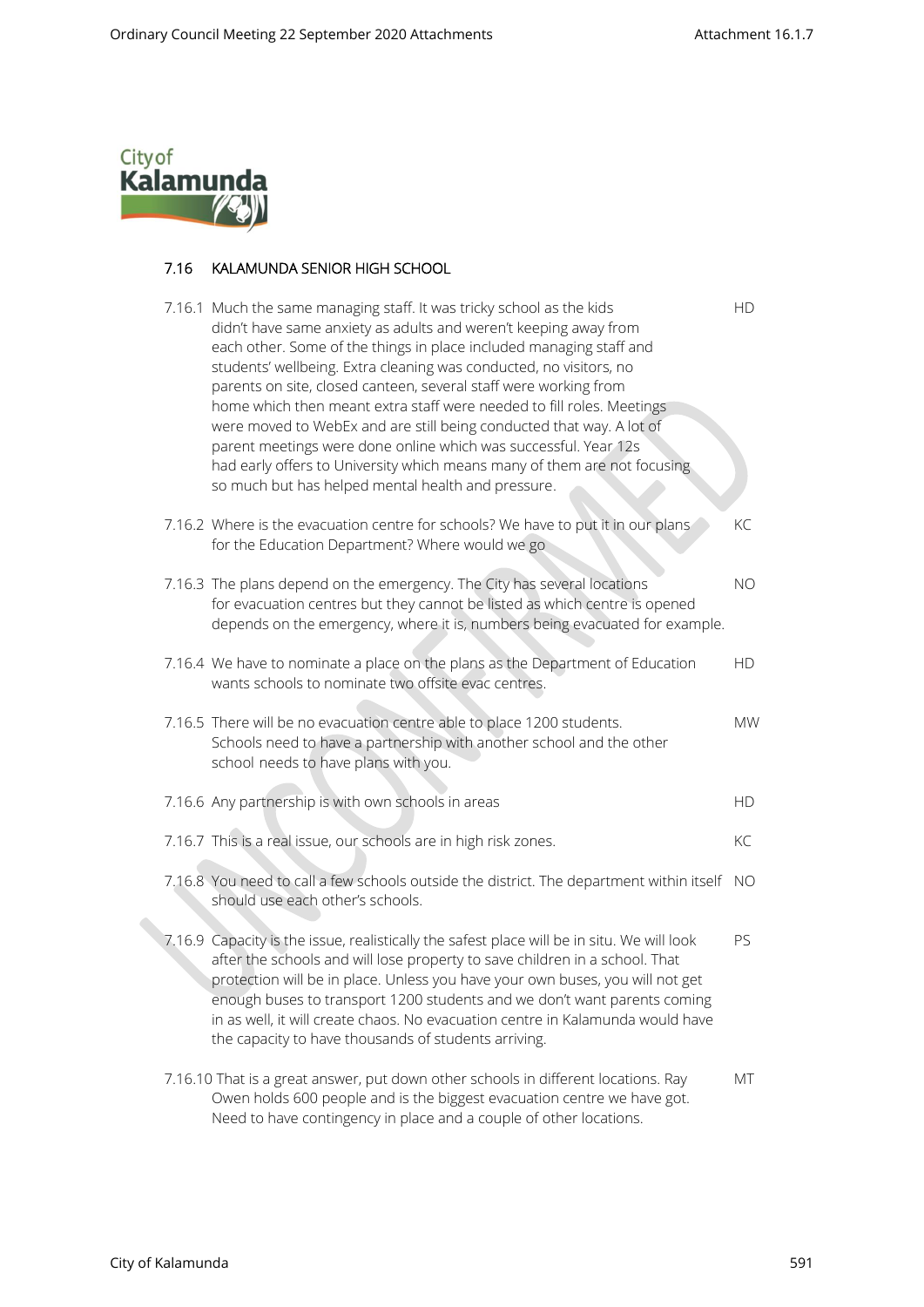## 7.16 KALAMUNDA SENIOR HIGH SCHOOL

| | | |
|---|---|---|
| 7.16.1 | Much the same managing staff. It was tricky school as the kids didn't have same anxiety as adults and weren't keeping away from each other. Some of the things in place included managing staff and students' wellbeing. Extra cleaning was conducted, no visitors, no parents on site, closed canteen, several staff were working from home which then meant extra staff were needed to fill roles. Meetings were moved to WebEx and are still being conducted that way. A lot of parent meetings were done online which was successful. Year 12s had early offers to University which means many of them are not focusing so much but has helped mental health and pressure. | HD |
| 7.16.2 | Where is the evacuation centre for schools? We have to put it in our plans for the Education Department? Where would we go | KC |
| 7.16.3 | The plans depend on the emergency. The City has several locations for evacuation centres but they cannot be listed as which centre is opened depends on the emergency, where it is, numbers being evacuated for example. | NO |
| 7.16.4 | We have to nominate a place on the plans as the Department of Education wants schools to nominate two offsite evac centres. | HD |
| 7.16.5 | There will be no evacuation centre able to place 1200 students. Schools need to have a partnership with another school and the other school needs to have plans with you. | MW |
| 7.16.6 | Any partnership is with own schools in areas | HD |
| 7.16.7 | This is a real issue, our schools are in high risk zones. | KC |
| 7.16.8 | You need to call a few schools outside the district. The department within itself should use each other's schools. | NO |
| 7.16.9 | Capacity is the issue, realistically the safest place will be in situ. We will look after the schools and will lose property to save children in a school. That protection will be in place. Unless you have your own buses, you will not get enough buses to transport 1200 students and we don't want parents coming in as well, it will create chaos. No evacuation centre in Kalamunda would have the capacity to have thousands of students arriving. | PS |
| 7.16.10 | That is a great answer, put down other schools in different locations. Ray Owen holds 600 people and is the biggest evacuation centre we have got. Need to have contingency in place and a couple of other locations. | MT |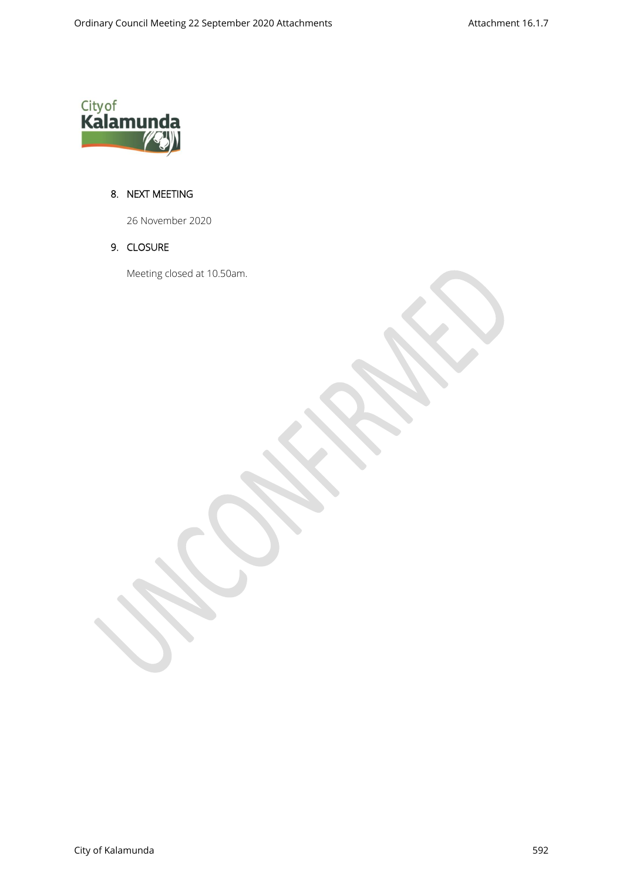## 8. NEXT MEETING

26 November 2020

## 9. CLOSURE

Meeting closed at 10.50am.